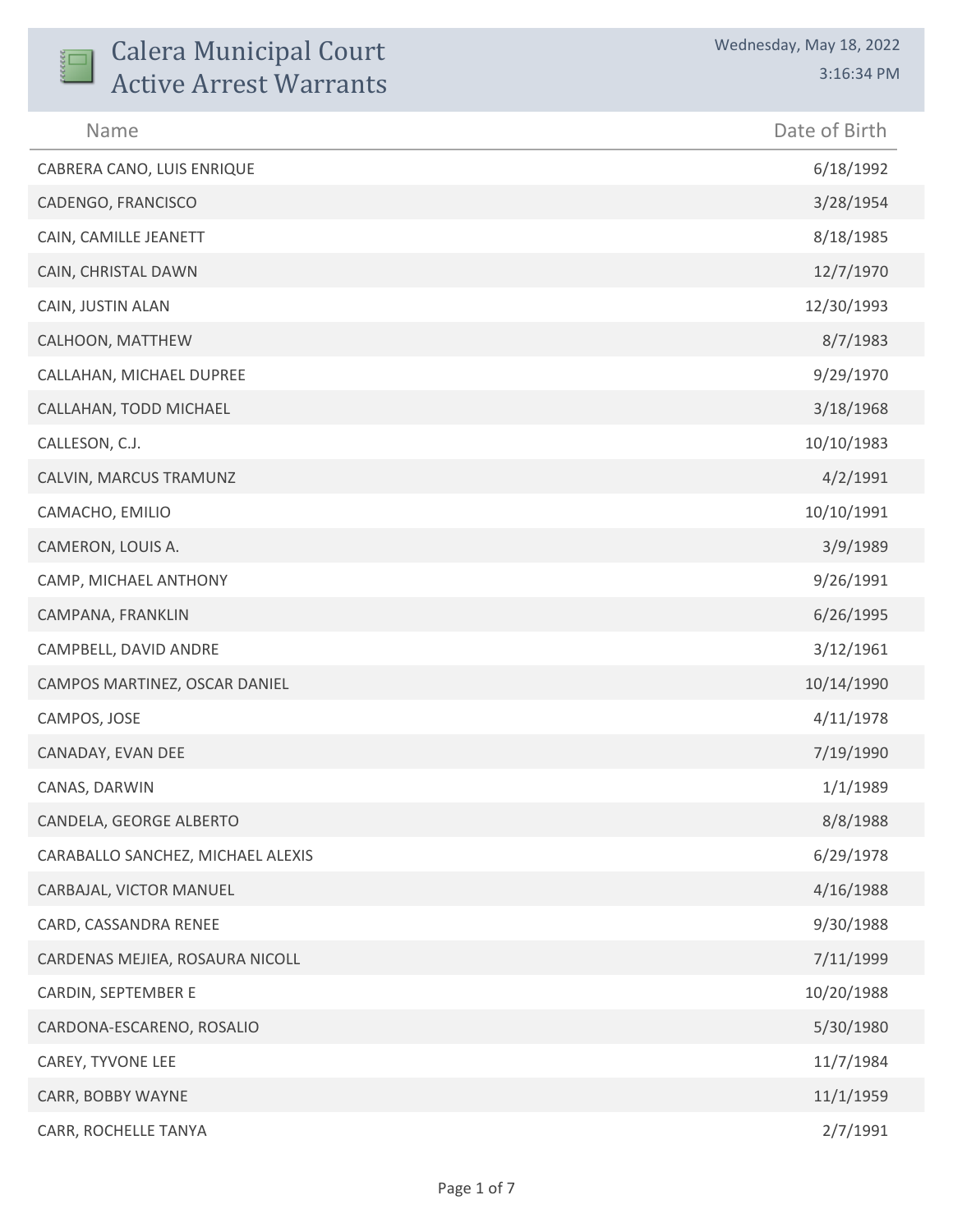# Calera Municipal Court Active Arrest Warrants

Wednesday, May 18, 2022
3:16:34 PM

| Name | Date of Birth |
| --- | --- |
| CABRERA CANO, LUIS ENRIQUE | 6/18/1992 |
| CADENGO, FRANCISCO | 3/28/1954 |
| CAIN, CAMILLE JEANETT | 8/18/1985 |
| CAIN, CHRISTAL DAWN | 12/7/1970 |
| CAIN, JUSTIN ALAN | 12/30/1993 |
| CALHOON, MATTHEW | 8/7/1983 |
| CALLAHAN, MICHAEL DUPREE | 9/29/1970 |
| CALLAHAN, TODD MICHAEL | 3/18/1968 |
| CALLESON, C.J. | 10/10/1983 |
| CALVIN, MARCUS TRAMUNZ | 4/2/1991 |
| CAMACHO, EMILIO | 10/10/1991 |
| CAMERON, LOUIS A. | 3/9/1989 |
| CAMP, MICHAEL ANTHONY | 9/26/1991 |
| CAMPANA, FRANKLIN | 6/26/1995 |
| CAMPBELL, DAVID ANDRE | 3/12/1961 |
| CAMPOS MARTINEZ, OSCAR DANIEL | 10/14/1990 |
| CAMPOS, JOSE | 4/11/1978 |
| CANADAY, EVAN DEE | 7/19/1990 |
| CANAS, DARWIN | 1/1/1989 |
| CANDELA, GEORGE ALBERTO | 8/8/1988 |
| CARABALLO SANCHEZ, MICHAEL ALEXIS | 6/29/1978 |
| CARBAJAL, VICTOR MANUEL | 4/16/1988 |
| CARD, CASSANDRA RENEE | 9/30/1988 |
| CARDENAS MEJIEA, ROSAURA NICOLL | 7/11/1999 |
| CARDIN, SEPTEMBER E | 10/20/1988 |
| CARDONA-ESCARENO, ROSALIO | 5/30/1980 |
| CAREY, TYVONE LEE | 11/7/1984 |
| CARR, BOBBY WAYNE | 11/1/1959 |
| CARR, ROCHELLE TANYA | 2/7/1991 |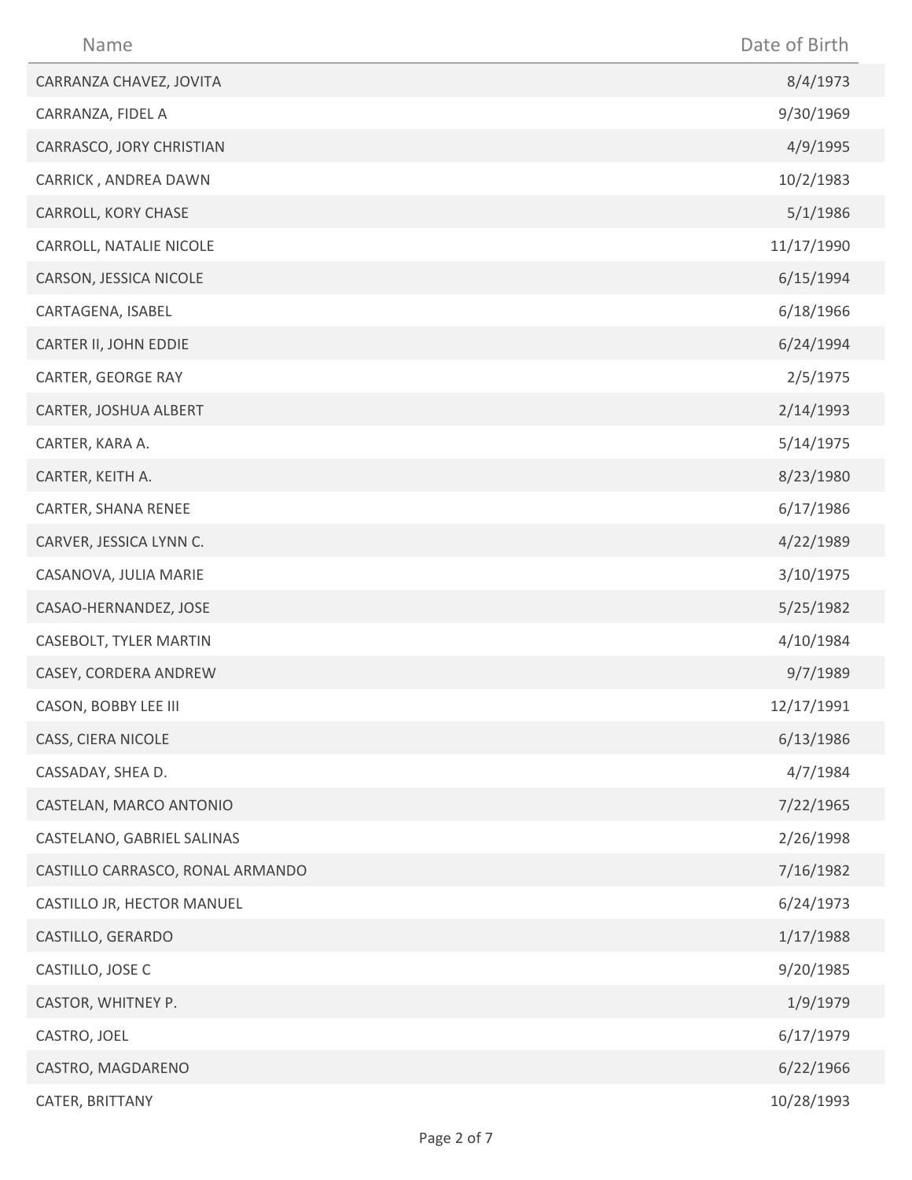| Name | Date of Birth |
| --- | --- |
| CARRANZA CHAVEZ, JOVITA | 8/4/1973 |
| CARRANZA, FIDEL A | 9/30/1969 |
| CARRASCO, JORY CHRISTIAN | 4/9/1995 |
| CARRICK , ANDREA DAWN | 10/2/1983 |
| CARROLL, KORY CHASE | 5/1/1986 |
| CARROLL, NATALIE NICOLE | 11/17/1990 |
| CARSON, JESSICA NICOLE | 6/15/1994 |
| CARTAGENA, ISABEL | 6/18/1966 |
| CARTER II, JOHN EDDIE | 6/24/1994 |
| CARTER, GEORGE RAY | 2/5/1975 |
| CARTER, JOSHUA ALBERT | 2/14/1993 |
| CARTER, KARA A. | 5/14/1975 |
| CARTER, KEITH A. | 8/23/1980 |
| CARTER, SHANA RENEE | 6/17/1986 |
| CARVER, JESSICA LYNN C. | 4/22/1989 |
| CASANOVA, JULIA MARIE | 3/10/1975 |
| CASAO-HERNANDEZ, JOSE | 5/25/1982 |
| CASEBOLT, TYLER MARTIN | 4/10/1984 |
| CASEY, CORDERA ANDREW | 9/7/1989 |
| CASON, BOBBY LEE III | 12/17/1991 |
| CASS, CIERA NICOLE | 6/13/1986 |
| CASSADAY, SHEA D. | 4/7/1984 |
| CASTELAN, MARCO ANTONIO | 7/22/1965 |
| CASTELANO, GABRIEL SALINAS | 2/26/1998 |
| CASTILLO CARRASCO, RONAL ARMANDO | 7/16/1982 |
| CASTILLO JR, HECTOR MANUEL | 6/24/1973 |
| CASTILLO, GERARDO | 1/17/1988 |
| CASTILLO, JOSE C | 9/20/1985 |
| CASTOR, WHITNEY P. | 1/9/1979 |
| CASTRO, JOEL | 6/17/1979 |
| CASTRO, MAGDARENO | 6/22/1966 |
| CATER, BRITTANY | 10/28/1993 |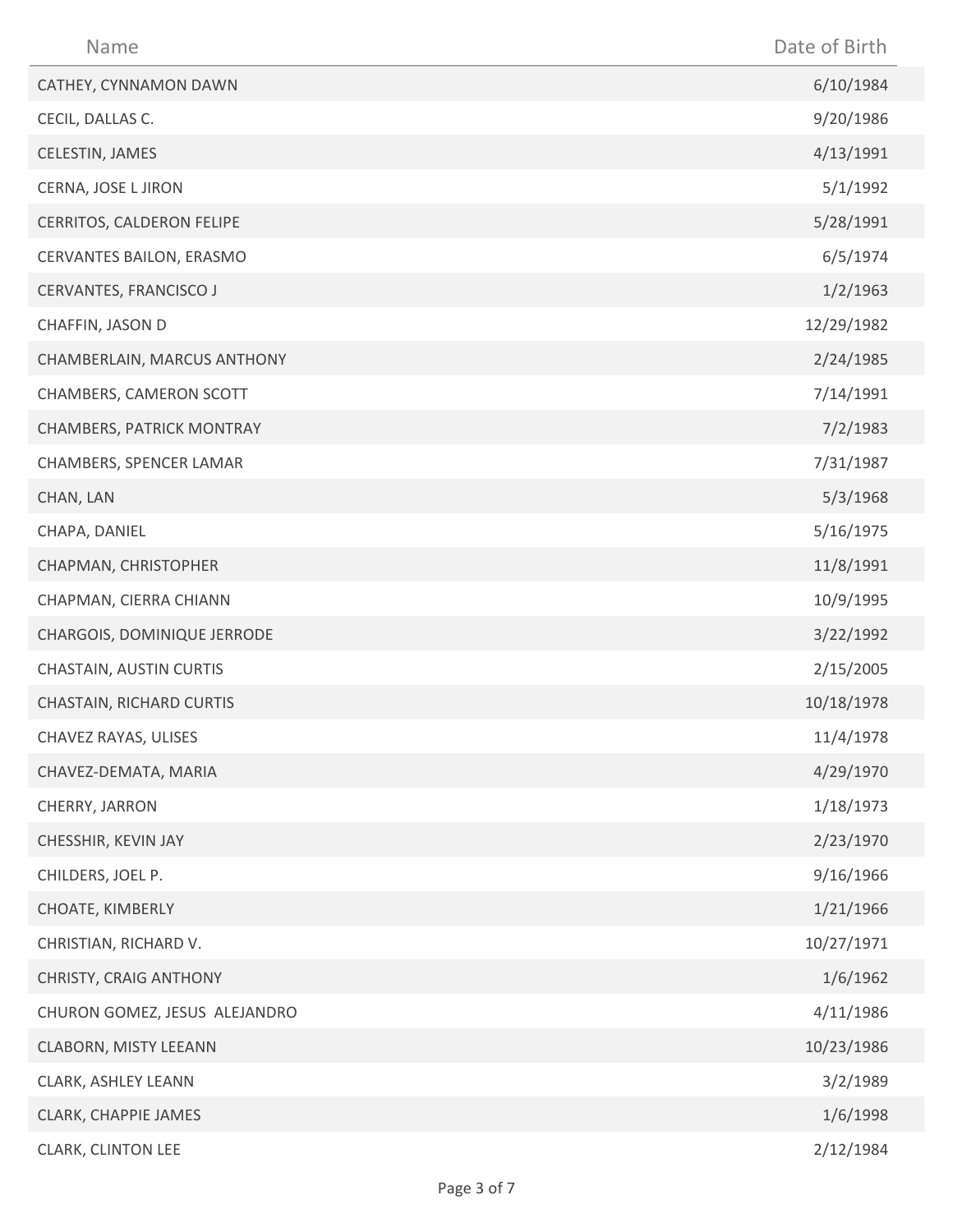| Name | Date of Birth |
|---|---|
| CATHEY, CYNNAMON DAWN | 6/10/1984 |
| CECIL, DALLAS C. | 9/20/1986 |
| CELESTIN, JAMES | 4/13/1991 |
| CERNA, JOSE L JIRON | 5/1/1992 |
| CERRITOS, CALDERON FELIPE | 5/28/1991 |
| CERVANTES BAILON, ERASMO | 6/5/1974 |
| CERVANTES, FRANCISCO J | 1/2/1963 |
| CHAFFIN, JASON D | 12/29/1982 |
| CHAMBERLAIN, MARCUS ANTHONY | 2/24/1985 |
| CHAMBERS, CAMERON SCOTT | 7/14/1991 |
| CHAMBERS, PATRICK MONTRAY | 7/2/1983 |
| CHAMBERS, SPENCER LAMAR | 7/31/1987 |
| CHAN, LAN | 5/3/1968 |
| CHAPA, DANIEL | 5/16/1975 |
| CHAPMAN, CHRISTOPHER | 11/8/1991 |
| CHAPMAN, CIERRA CHIANN | 10/9/1995 |
| CHARGOIS, DOMINIQUE JERRODE | 3/22/1992 |
| CHASTAIN, AUSTIN CURTIS | 2/15/2005 |
| CHASTAIN, RICHARD CURTIS | 10/18/1978 |
| CHAVEZ RAYAS, ULISES | 11/4/1978 |
| CHAVEZ-DEMATA, MARIA | 4/29/1970 |
| CHERRY, JARRON | 1/18/1973 |
| CHESSHIR, KEVIN JAY | 2/23/1970 |
| CHILDERS, JOEL P. | 9/16/1966 |
| CHOATE, KIMBERLY | 1/21/1966 |
| CHRISTIAN, RICHARD V. | 10/27/1971 |
| CHRISTY, CRAIG ANTHONY | 1/6/1962 |
| CHURON GOMEZ, JESUS ALEJANDRO | 4/11/1986 |
| CLABORN, MISTY LEEANN | 10/23/1986 |
| CLARK, ASHLEY LEANN | 3/2/1989 |
| CLARK, CHAPPIE JAMES | 1/6/1998 |
| CLARK, CLINTON LEE | 2/12/1984 |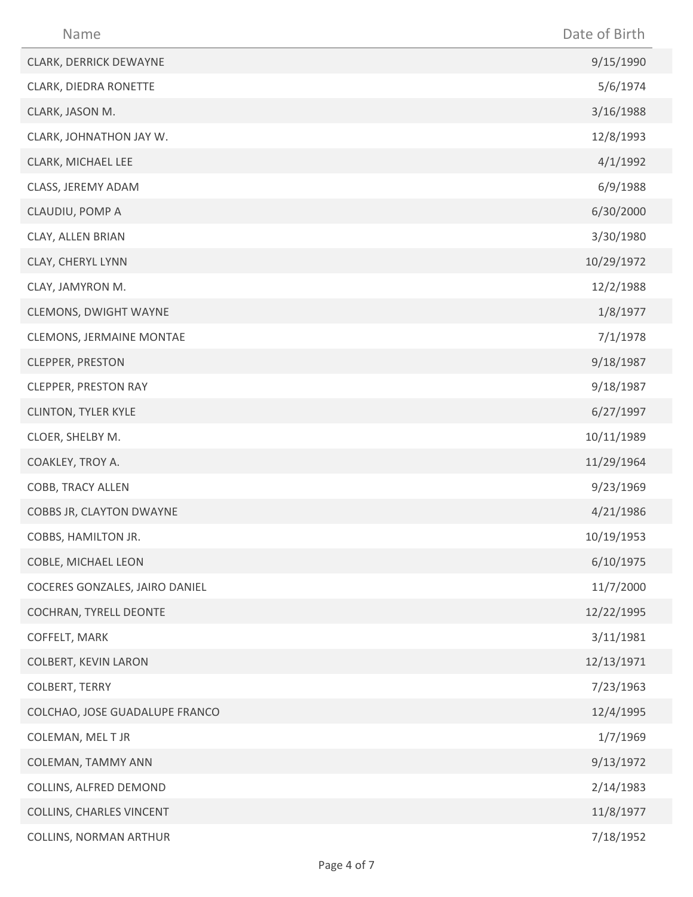| Name | Date of Birth |
| --- | --- |
| CLARK, DERRICK DEWAYNE | 9/15/1990 |
| CLARK, DIEDRA RONETTE | 5/6/1974 |
| CLARK, JASON M. | 3/16/1988 |
| CLARK, JOHNATHON JAY W. | 12/8/1993 |
| CLARK, MICHAEL LEE | 4/1/1992 |
| CLASS, JEREMY ADAM | 6/9/1988 |
| CLAUDIU, POMP A | 6/30/2000 |
| CLAY, ALLEN BRIAN | 3/30/1980 |
| CLAY, CHERYL LYNN | 10/29/1972 |
| CLAY, JAMYRON M. | 12/2/1988 |
| CLEMONS, DWIGHT WAYNE | 1/8/1977 |
| CLEMONS, JERMAINE MONTAE | 7/1/1978 |
| CLEPPER, PRESTON | 9/18/1987 |
| CLEPPER, PRESTON RAY | 9/18/1987 |
| CLINTON, TYLER KYLE | 6/27/1997 |
| CLOER, SHELBY M. | 10/11/1989 |
| COAKLEY, TROY A. | 11/29/1964 |
| COBB, TRACY ALLEN | 9/23/1969 |
| COBBS JR, CLAYTON DWAYNE | 4/21/1986 |
| COBBS, HAMILTON JR. | 10/19/1953 |
| COBLE, MICHAEL LEON | 6/10/1975 |
| COCERES GONZALES, JAIRO DANIEL | 11/7/2000 |
| COCHRAN, TYRELL DEONTE | 12/22/1995 |
| COFFELT, MARK | 3/11/1981 |
| COLBERT, KEVIN LARON | 12/13/1971 |
| COLBERT, TERRY | 7/23/1963 |
| COLCHAO, JOSE GUADALUPE FRANCO | 12/4/1995 |
| COLEMAN, MEL T JR | 1/7/1969 |
| COLEMAN, TAMMY ANN | 9/13/1972 |
| COLLINS, ALFRED DEMOND | 2/14/1983 |
| COLLINS, CHARLES VINCENT | 11/8/1977 |
| COLLINS, NORMAN ARTHUR | 7/18/1952 |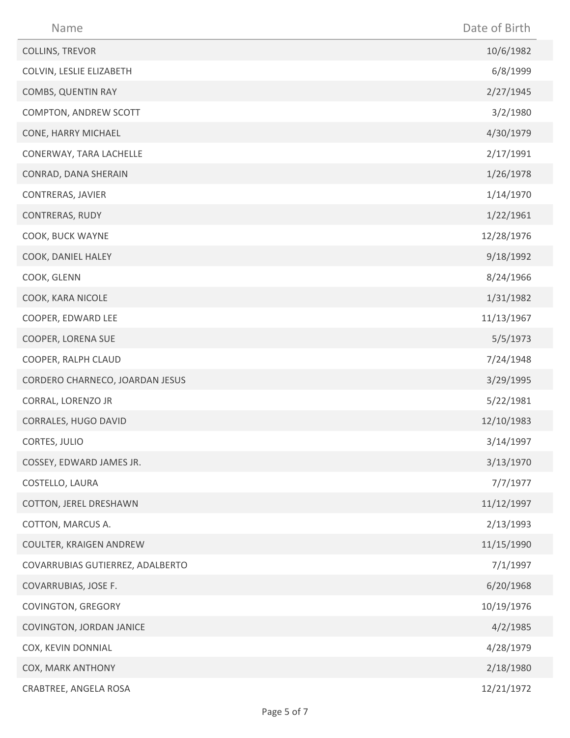| Name | Date of Birth |
| --- | --- |
| COLLINS, TREVOR | 10/6/1982 |
| COLVIN, LESLIE ELIZABETH | 6/8/1999 |
| COMBS, QUENTIN RAY | 2/27/1945 |
| COMPTON, ANDREW SCOTT | 3/2/1980 |
| CONE, HARRY MICHAEL | 4/30/1979 |
| CONERWAY, TARA LACHELLE | 2/17/1991 |
| CONRAD, DANA SHERAIN | 1/26/1978 |
| CONTRERAS, JAVIER | 1/14/1970 |
| CONTRERAS, RUDY | 1/22/1961 |
| COOK, BUCK WAYNE | 12/28/1976 |
| COOK, DANIEL HALEY | 9/18/1992 |
| COOK, GLENN | 8/24/1966 |
| COOK, KARA NICOLE | 1/31/1982 |
| COOPER, EDWARD LEE | 11/13/1967 |
| COOPER, LORENA SUE | 5/5/1973 |
| COOPER, RALPH CLAUD | 7/24/1948 |
| CORDERO CHARNECO, JOARDAN JESUS | 3/29/1995 |
| CORRAL, LORENZO JR | 5/22/1981 |
| CORRALES, HUGO DAVID | 12/10/1983 |
| CORTES, JULIO | 3/14/1997 |
| COSSEY, EDWARD JAMES JR. | 3/13/1970 |
| COSTELLO, LAURA | 7/7/1977 |
| COTTON, JEREL DRESHAWN | 11/12/1997 |
| COTTON, MARCUS A. | 2/13/1993 |
| COULTER, KRAIGEN ANDREW | 11/15/1990 |
| COVARRUBIAS GUTIERREZ, ADALBERTO | 7/1/1997 |
| COVARRUBIAS, JOSE F. | 6/20/1968 |
| COVINGTON, GREGORY | 10/19/1976 |
| COVINGTON, JORDAN JANICE | 4/2/1985 |
| COX, KEVIN DONNIAL | 4/28/1979 |
| COX, MARK ANTHONY | 2/18/1980 |
| CRABTREE, ANGELA ROSA | 12/21/1972 |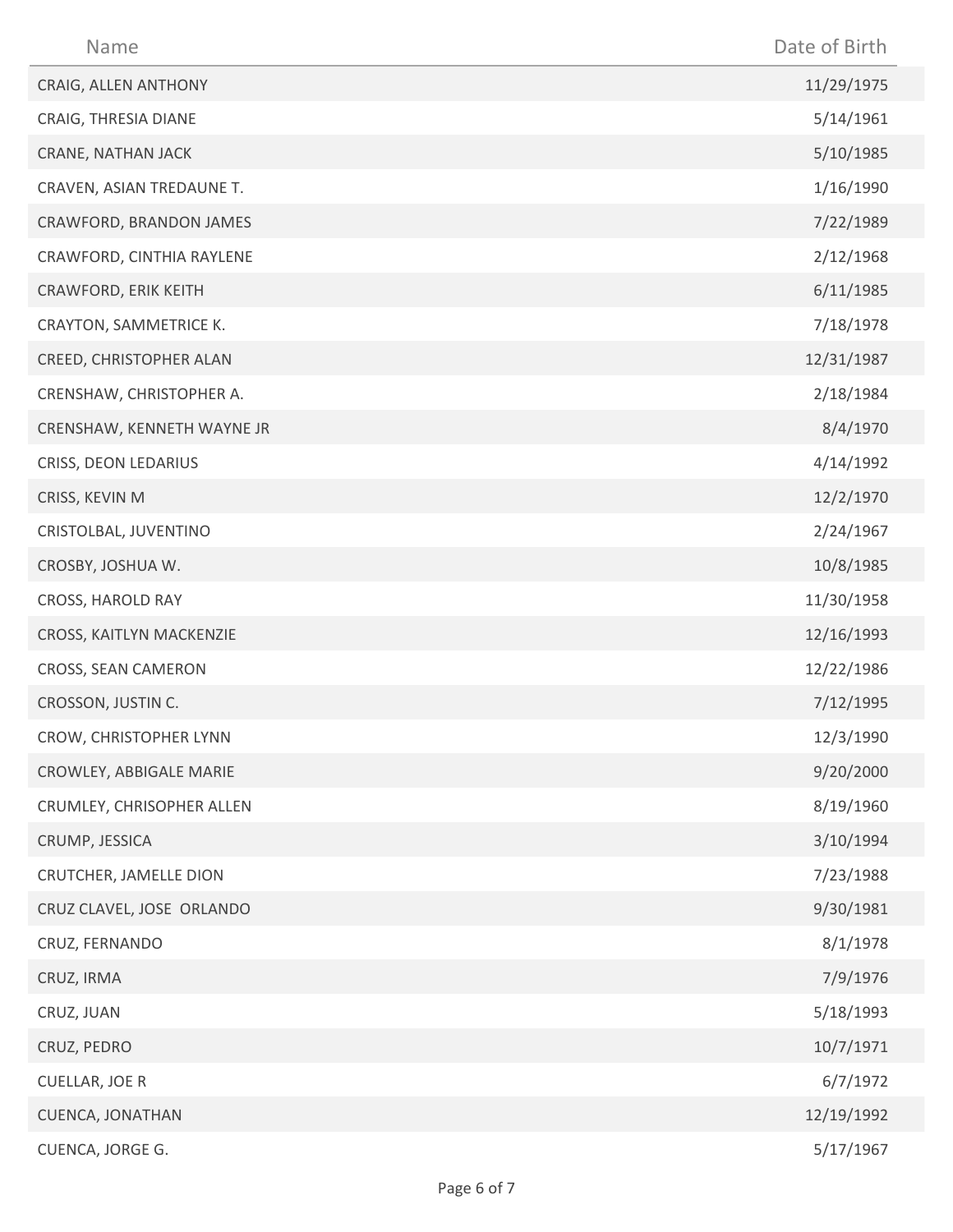| Name | Date of Birth |
| --- | --- |
| CRAIG, ALLEN ANTHONY | 11/29/1975 |
| CRAIG, THRESIA DIANE | 5/14/1961 |
| CRANE, NATHAN JACK | 5/10/1985 |
| CRAVEN, ASIAN TREDAUNE T. | 1/16/1990 |
| CRAWFORD, BRANDON JAMES | 7/22/1989 |
| CRAWFORD, CINTHIA RAYLENE | 2/12/1968 |
| CRAWFORD, ERIK KEITH | 6/11/1985 |
| CRAYTON, SAMMETRICE K. | 7/18/1978 |
| CREED, CHRISTOPHER ALAN | 12/31/1987 |
| CRENSHAW, CHRISTOPHER A. | 2/18/1984 |
| CRENSHAW, KENNETH WAYNE JR | 8/4/1970 |
| CRISS, DEON LEDARIUS | 4/14/1992 |
| CRISS, KEVIN M | 12/2/1970 |
| CRISTOLBAL, JUVENTINO | 2/24/1967 |
| CROSBY, JOSHUA W. | 10/8/1985 |
| CROSS, HAROLD RAY | 11/30/1958 |
| CROSS, KAITLYN MACKENZIE | 12/16/1993 |
| CROSS, SEAN CAMERON | 12/22/1986 |
| CROSSON, JUSTIN C. | 7/12/1995 |
| CROW, CHRISTOPHER LYNN | 12/3/1990 |
| CROWLEY, ABBIGALE MARIE | 9/20/2000 |
| CRUMLEY, CHRISOPHER ALLEN | 8/19/1960 |
| CRUMP, JESSICA | 3/10/1994 |
| CRUTCHER, JAMELLE DION | 7/23/1988 |
| CRUZ CLAVEL, JOSE ORLANDO | 9/30/1981 |
| CRUZ, FERNANDO | 8/1/1978 |
| CRUZ, IRMA | 7/9/1976 |
| CRUZ, JUAN | 5/18/1993 |
| CRUZ, PEDRO | 10/7/1971 |
| CUELLAR, JOE R | 6/7/1972 |
| CUENCA, JONATHAN | 12/19/1992 |
| CUENCA, JORGE G. | 5/17/1967 |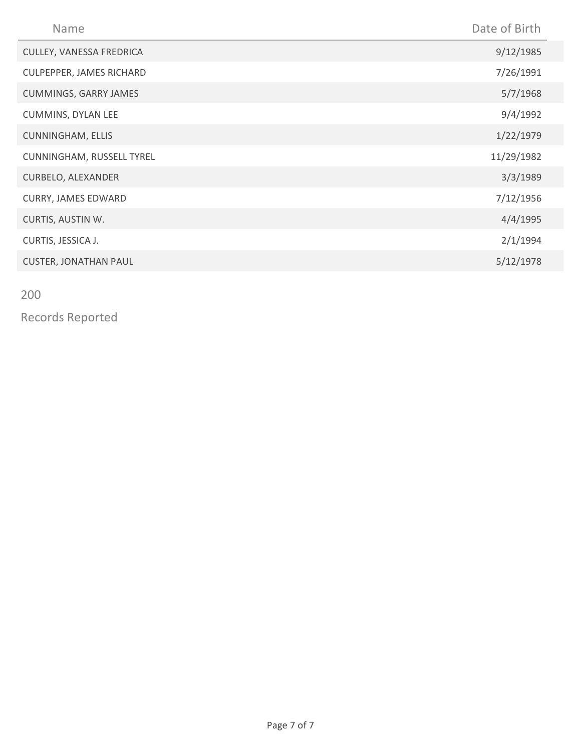| Name | Date of Birth |
|---|---|
| CULLEY, VANESSA FREDRICA | 9/12/1985 |
| CULPEPPER, JAMES RICHARD | 7/26/1991 |
| CUMMINGS, GARRY JAMES | 5/7/1968 |
| CUMMINS, DYLAN LEE | 9/4/1992 |
| CUNNINGHAM, ELLIS | 1/22/1979 |
| CUNNINGHAM, RUSSELL TYREL | 11/29/1982 |
| CURBELO, ALEXANDER | 3/3/1989 |
| CURRY, JAMES EDWARD | 7/12/1956 |
| CURTIS, AUSTIN W. | 4/4/1995 |
| CURTIS, JESSICA J. | 2/1/1994 |
| CUSTER, JONATHAN PAUL | 5/12/1978 |

200

Records Reported